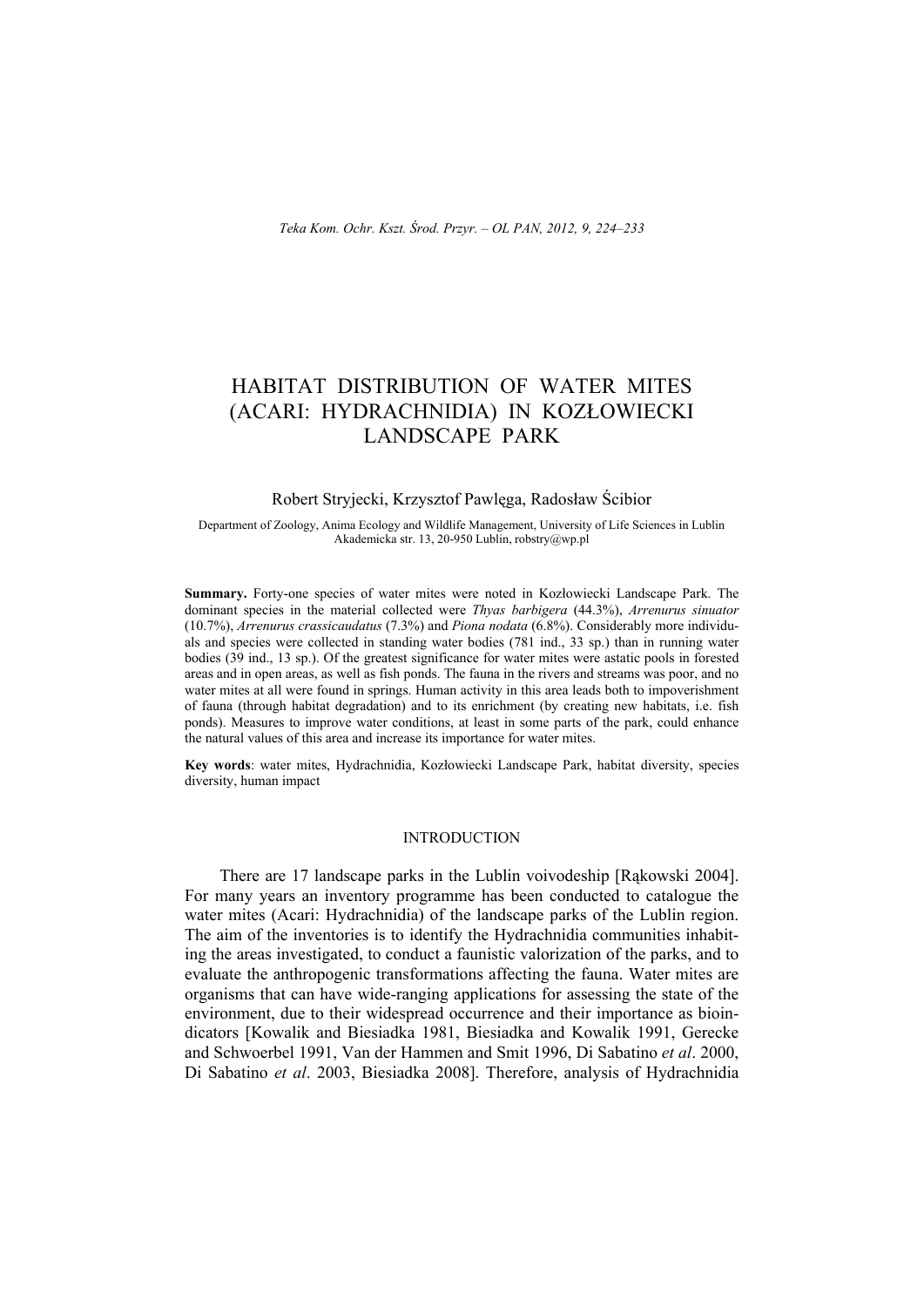# HABITAT DISTRIBUTION OF WATER MITES (ACARI: HYDRACHNIDIA) IN KOZŁOWIECKI LANDSCAPE PARK

Robert Stryjecki, Krzysztof Pawlęga, Radosław Ścibior

Department of Zoology, Anima Ecology and Wildlife Management, University of Life Sciences in Lublin
Akademicka str. 13, 20-950 Lublin, robstry@wp.pl

**Summary.** Forty-one species of water mites were noted in Kozłowiecki Landscape Park. The dominant species in the material collected were *Thyas barbigera* (44.3%), *Arrenurus sinuator* (10.7%), *Arrenurus crassicaudatus* (7.3%) and *Piona nodata* (6.8%). Considerably more individuals and species were collected in standing water bodies (781 ind., 33 sp.) than in running water bodies (39 ind., 13 sp.). Of the greatest significance for water mites were astatic pools in forested areas and in open areas, as well as fish ponds. The fauna in the rivers and streams was poor, and no water mites at all were found in springs. Human activity in this area leads both to impoverishment of fauna (through habitat degradation) and to its enrichment (by creating new habitats, i.e. fish ponds). Measures to improve water conditions, at least in some parts of the park, could enhance the natural values of this area and increase its importance for water mites.

**Key words**: water mites, Hydrachnidia, Kozłowiecki Landscape Park, habitat diversity, species diversity, human impact

## INTRODUCTION

There are 17 landscape parks in the Lublin voivodeship [Rąkowski 2004]. For many years an inventory programme has been conducted to catalogue the water mites (Acari: Hydrachnidia) of the landscape parks of the Lublin region. The aim of the inventories is to identify the Hydrachnidia communities inhabiting the areas investigated, to conduct a faunistic valorization of the parks, and to evaluate the anthropogenic transformations affecting the fauna. Water mites are organisms that can have wide-ranging applications for assessing the state of the environment, due to their widespread occurrence and their importance as bioindicators [Kowalik and Biesiadka 1981, Biesiadka and Kowalik 1991, Gerecke and Schwoerbel 1991, Van der Hammen and Smit 1996, Di Sabatino *et al*. 2000, Di Sabatino *et al*. 2003, Biesiadka 2008]. Therefore, analysis of Hydrachnidia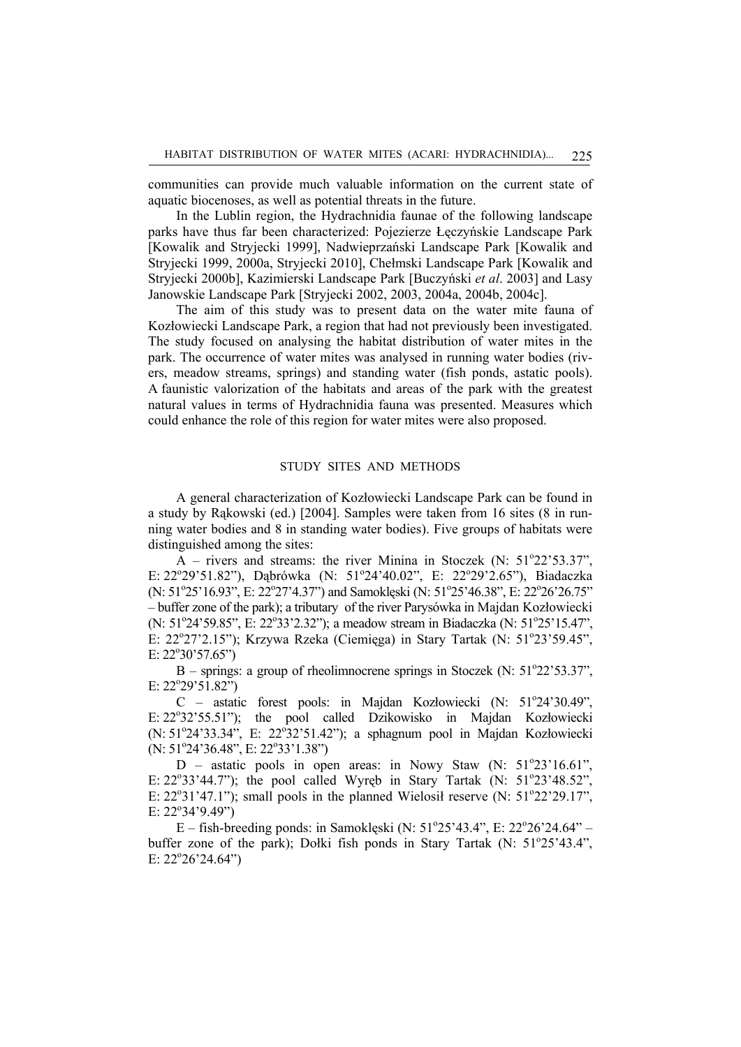communities can provide much valuable information on the current state of aquatic biocenoses, as well as potential threats in the future.

In the Lublin region, the Hydrachnidia faunae of the following landscape parks have thus far been characterized: Pojezierze Łęczyńskie Landscape Park [Kowalik and Stryjecki 1999], Nadwieprzański Landscape Park [Kowalik and Stryjecki 1999, 2000a, Stryjecki 2010], Chełmski Landscape Park [Kowalik and Stryjecki 2000b], Kazimierski Landscape Park [Buczyński *et al*. 2003] and Lasy Janowskie Landscape Park [Stryjecki 2002, 2003, 2004a, 2004b, 2004c].

The aim of this study was to present data on the water mite fauna of Kozłowiecki Landscape Park, a region that had not previously been investigated. The study focused on analysing the habitat distribution of water mites in the park. The occurrence of water mites was analysed in running water bodies (rivers, meadow streams, springs) and standing water (fish ponds, astatic pools). A faunistic valorization of the habitats and areas of the park with the greatest natural values in terms of Hydrachnidia fauna was presented. Measures which could enhance the role of this region for water mites were also proposed.

## STUDY SITES AND METHODS

A general characterization of Kozłowiecki Landscape Park can be found in a study by Rąkowski (ed.) [2004]. Samples were taken from 16 sites (8 in running water bodies and 8 in standing water bodies). Five groups of habitats were distinguished among the sites:

A – rivers and streams: the river Minina in Stoczek (N: 51°22'53.37", E: 22°29'51.82"), Dąbrówka (N: 51°24'40.02", E: 22°29'2.65"), Biadaczka (N: 51°25'16.93", E: 22°27'4.37") and Samoklęski (N: 51°25'46.38", E: 22°26'26.75" – buffer zone of the park); a tributary of the river Parysówka in Majdan Kozłowiecki (N: 51°24'59.85", E: 22°33'2.32"); a meadow stream in Biadaczka (N: 51°25'15.47", E: 22°27'2.15"); Krzywa Rzeka (Ciemięga) in Stary Tartak (N: 51°23'59.45", E: 22°30'57.65")

B – springs: a group of rheolimnocrene springs in Stoczek (N: 51°22'53.37", E: 22°29'51.82")

C – astatic forest pools: in Majdan Kozłowiecki (N: 51°24'30.49", E: 22°32'55.51"); the pool called Dzikowisko in Majdan Kozłowiecki (N: 51°24'33.34", E: 22°32'51.42"); a sphagnum pool in Majdan Kozłowiecki (N: 51°24'36.48", E: 22°33'1.38")

D – astatic pools in open areas: in Nowy Staw (N: 51°23'16.61", E: 22°33'44.7"); the pool called Wyręb in Stary Tartak (N: 51°23'48.52", E: 22°31'47.1"); small pools in the planned Wielosił reserve (N: 51°22'29.17", E: 22°34'9.49")

E – fish-breeding ponds: in Samoklęski (N: 51°25'43.4", E: 22°26'24.64" – buffer zone of the park); Dołki fish ponds in Stary Tartak (N: 51°25'43.4", E: 22°26'24.64")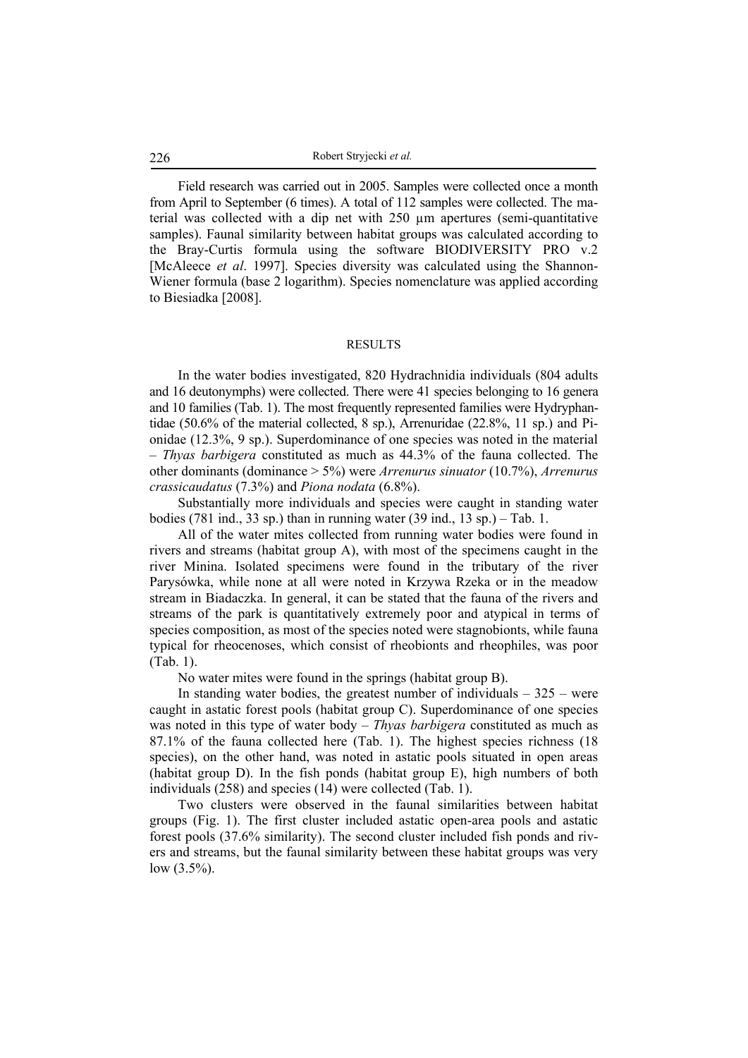Field research was carried out in 2005. Samples were collected once a month from April to September (6 times). A total of 112 samples were collected. The material was collected with a dip net with 250 µm apertures (semi-quantitative samples). Faunal similarity between habitat groups was calculated according to the Bray-Curtis formula using the software BIODIVERSITY PRO v.2 [McAleece *et al*. 1997]. Species diversity was calculated using the Shannon-Wiener formula (base 2 logarithm). Species nomenclature was applied according to Biesiadka [2008].

## RESULTS

In the water bodies investigated, 820 Hydrachnidia individuals (804 adults and 16 deutonymphs) were collected. There were 41 species belonging to 16 genera and 10 families (Tab. 1). The most frequently represented families were Hydryphantidae (50.6% of the material collected, 8 sp.), Arrenuridae (22.8%, 11 sp.) and Pionidae (12.3%, 9 sp.). Superdominance of one species was noted in the material – *Thyas barbigera* constituted as much as 44.3% of the fauna collected. The other dominants (dominance > 5%) were *Arrenurus sinuator* (10.7%), *Arrenurus crassicaudatus* (7.3%) and *Piona nodata* (6.8%).

Substantially more individuals and species were caught in standing water bodies (781 ind., 33 sp.) than in running water (39 ind., 13 sp.) – Tab. 1.

All of the water mites collected from running water bodies were found in rivers and streams (habitat group A), with most of the specimens caught in the river Minina. Isolated specimens were found in the tributary of the river Parysówka, while none at all were noted in Krzywa Rzeka or in the meadow stream in Biadaczka. In general, it can be stated that the fauna of the rivers and streams of the park is quantitatively extremely poor and atypical in terms of species composition, as most of the species noted were stagnobionts, while fauna typical for rheocenoses, which consist of rheobionts and rheophiles, was poor (Tab. 1).

No water mites were found in the springs (habitat group B).

In standing water bodies, the greatest number of individuals – 325 – were caught in astatic forest pools (habitat group C). Superdominance of one species was noted in this type of water body – *Thyas barbigera* constituted as much as 87.1% of the fauna collected here (Tab. 1). The highest species richness (18 species), on the other hand, was noted in astatic pools situated in open areas (habitat group D). In the fish ponds (habitat group E), high numbers of both individuals (258) and species (14) were collected (Tab. 1).

Two clusters were observed in the faunal similarities between habitat groups (Fig. 1). The first cluster included astatic open-area pools and astatic forest pools (37.6% similarity). The second cluster included fish ponds and rivers and streams, but the faunal similarity between these habitat groups was very low (3.5%).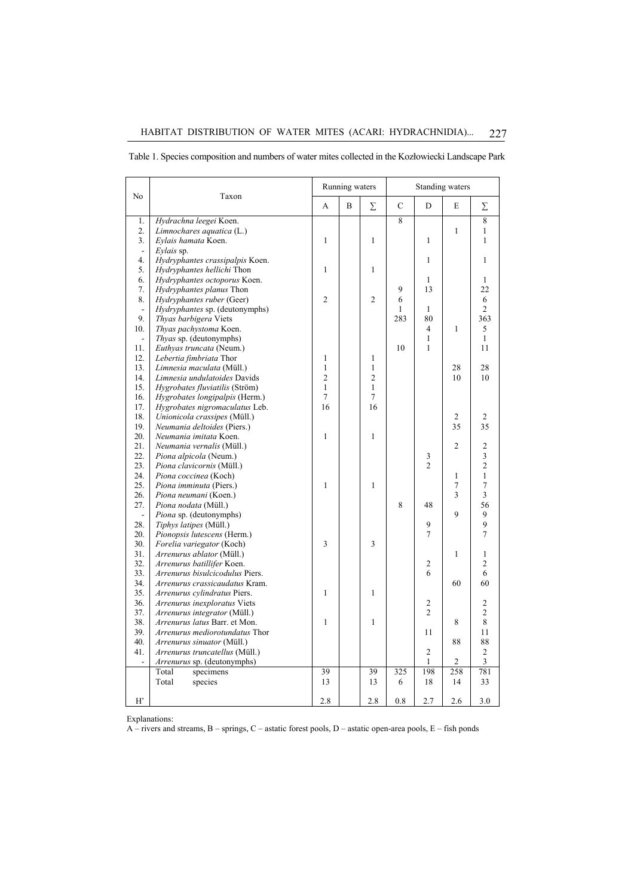Table 1. Species composition and numbers of water mites collected in the Kozłowiecki Landscape Park

| No | Taxon | Running waters | | | Standing waters | | | |
|---|---|---|---|---|---|---|---|---|
| | | A | B | ∑ | C | D | E | ∑ |
| 1. | *Hydrachna leegei* Koen. | | | | 8 | | | 8 |
| 2. | *Limnochares aquatica* (L.) | | | | | | 1 | 1 |
| 3. | *Eylais hamata* Koen. | 1 | | 1 | | 1 | | 1 |
| - | *Eylais* sp. | | | | | | | |
| 4. | *Hydryphantes crassipalpis* Koen. | | | | | 1 | | 1 |
| 5. | *Hydryphantes hellichi* Thon | 1 | | 1 | | | | |
| 6. | *Hydryphantes octoporus* Koen. | | | | | 1 | | 1 |
| 7. | *Hydryphantes planus* Thon | | | | 9 | 13 | | 22 |
| 8. | *Hydryphantes ruber* (Geer) | 2 | | 2 | 6 | | | 6 |
| - | *Hydryphantes* sp. (deutonymphs) | | | | 1 | 1 | | 2 |
| 9. | *Thyas barbigera* Viets | | | | 283 | 80 | | 363 |
| 10. | *Thyas pachystoma* Koen. | | | | | 4 | 1 | 5 |
| - | *Thyas* sp. (deutonymphs) | | | | | 1 | | 1 |
| 11. | *Euthyas truncata* (Neum.) | | | | 10 | 1 | | 11 |
| 12. | *Lebertia fimbriata* Thor | 1 | | 1 | | | | |
| 13. | *Limnesia maculata* (Müll.) | 1 | | 1 | | | 28 | 28 |
| 14. | *Limnesia undulatoides* Davids | 2 | | 2 | | | 10 | 10 |
| 15. | *Hygrobates fluviatilis* (Ström) | 1 | | 1 | | | | |
| 16. | *Hygrobates longipalpis* (Herm.) | 7 | | 7 | | | | |
| 17. | *Hygrobates nigromaculatus* Leb. | 16 | | 16 | | | | |
| 18. | *Unionicola crassipes* (Müll.) | | | | | | 2 | 2 |
| 19. | *Neumania deltoides* (Piers.) | | | | | | 35 | 35 |
| 20. | *Neumania imitata* Koen. | 1 | | 1 | | | | |
| 21. | *Neumania vernalis* (Müll.) | | | | | | 2 | 2 |
| 22. | *Piona alpicola* (Neum.) | | | | | 3 | | 3 |
| 23. | *Piona clavicornis* (Müll.) | | | | | 2 | | 2 |
| 24. | *Piona coccinea* (Koch) | | | | | | 1 | 1 |
| 25. | *Piona imminuta* (Piers.) | 1 | | 1 | | | 7 | 7 |
| 26. | *Piona neumani* (Koen.) | | | | | | 3 | 3 |
| 27. | *Piona nodata* (Müll.) | | | | 8 | 48 | | 56 |
| - | *Piona* sp. (deutonymphs) | | | | | | 9 | 9 |
| 28. | *Tiphys latipes* (Müll.) | | | | | 9 | | 9 |
| 20. | *Pionopsis lutescens* (Herm.) | | | | | 7 | | 7 |
| 30. | *Forelia variegator* (Koch) | 3 | | 3 | | | | |
| 31. | *Arrenurus ablator* (Müll.) | | | | | | 1 | 1 |
| 32. | *Arrenurus batillifer* Koen. | | | | | 2 | | 2 |
| 33. | *Arrenurus bisulcicodulus* Piers. | | | | | 6 | | 6 |
| 34. | *Arrenurus crassicaudatus* Kram. | | | | | | 60 | 60 |
| 35. | *Arrenurus cylindratus* Piers. | 1 | | 1 | | | | |
| 36. | *Arrenurus inexploratus* Viets | | | | | 2 | | 2 |
| 37. | *Arrenurus integrator* (Müll.) | | | | | 2 | | 2 |
| 38. | *Arrenurus latus* Barr. et Mon. | 1 | | 1 | | | 8 | 8 |
| 39. | *Arrenurus mediorotundatus* Thor | | | | | 11 | | 11 |
| 40. | *Arrenurus sinuator* (Müll.) | | | | | | 88 | 88 |
| 41. | *Arrenurus truncatellus* (Müll.) | | | | | 2 | | 2 |
| - | *Arrenurus* sp. (deutonymphs) | | | | | 1 | 2 | 3 |
| | Total specimens | 39 | | 39 | 325 | 198 | 258 | 781 |
| | Total species | 13 | | 13 | 6 | 18 | 14 | 33 |
| H' | | 2.8 | | 2.8 | 0.8 | 2.7 | 2.6 | 3.0 |

Explanations:
A – rivers and streams, B – springs, C – astatic forest pools, D – astatic open-area pools, E – fish ponds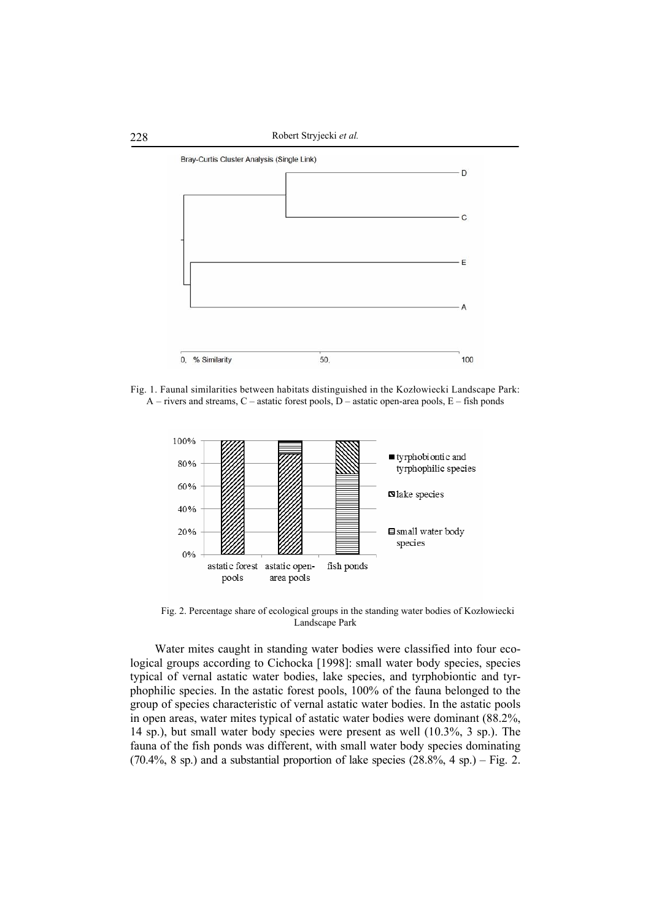Fig. 1. Faunal similarities between habitats distinguished in the Kozłowiecki Landscape Park: A – rivers and streams, C – astatic forest pools, D – astatic open-area pools, E – fish ponds

Fig. 2. Percentage share of ecological groups in the standing water bodies of Kozłowiecki Landscape Park

Water mites caught in standing water bodies were classified into four ecological groups according to Cichocka [1998]: small water body species, species typical of vernal astatic water bodies, lake species, and tyrphobiontic and tyrphophilic species. In the astatic forest pools, 100% of the fauna belonged to the group of species characteristic of vernal astatic water bodies. In the astatic pools in open areas, water mites typical of astatic water bodies were dominant (88.2%, 14 sp.), but small water body species were present as well (10.3%, 3 sp.). The fauna of the fish ponds was different, with small water body species dominating (70.4%, 8 sp.) and a substantial proportion of lake species (28.8%, 4 sp.) – Fig. 2.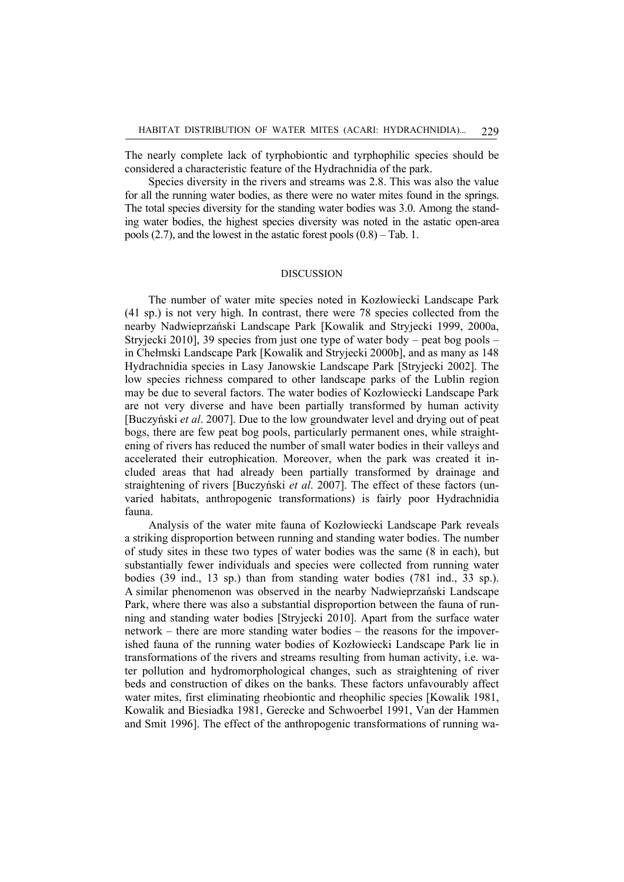The nearly complete lack of tyrphobiontic and tyrphophilic species should be considered a characteristic feature of the Hydrachnidia of the park.

Species diversity in the rivers and streams was 2.8. This was also the value for all the running water bodies, as there were no water mites found in the springs. The total species diversity for the standing water bodies was 3.0. Among the standing water bodies, the highest species diversity was noted in the astatic open-area pools (2.7), and the lowest in the astatic forest pools (0.8) – Tab. 1.

## DISCUSSION

The number of water mite species noted in Kozłowiecki Landscape Park (41 sp.) is not very high. In contrast, there were 78 species collected from the nearby Nadwieprzański Landscape Park [Kowalik and Stryjecki 1999, 2000a, Stryjecki 2010], 39 species from just one type of water body – peat bog pools – in Chełmski Landscape Park [Kowalik and Stryjecki 2000b], and as many as 148 Hydrachnidia species in Lasy Janowskie Landscape Park [Stryjecki 2002]. The low species richness compared to other landscape parks of the Lublin region may be due to several factors. The water bodies of Kozłowiecki Landscape Park are not very diverse and have been partially transformed by human activity [Buczyński *et al*. 2007]. Due to the low groundwater level and drying out of peat bogs, there are few peat bog pools, particularly permanent ones, while straightening of rivers has reduced the number of small water bodies in their valleys and accelerated their eutrophication. Moreover, when the park was created it included areas that had already been partially transformed by drainage and straightening of rivers [Buczyński *et al*. 2007]. The effect of these factors (unvaried habitats, anthropogenic transformations) is fairly poor Hydrachnidia fauna.

Analysis of the water mite fauna of Kozłowiecki Landscape Park reveals a striking disproportion between running and standing water bodies. The number of study sites in these two types of water bodies was the same (8 in each), but substantially fewer individuals and species were collected from running water bodies (39 ind., 13 sp.) than from standing water bodies (781 ind., 33 sp.). A similar phenomenon was observed in the nearby Nadwieprzański Landscape Park, where there was also a substantial disproportion between the fauna of running and standing water bodies [Stryjecki 2010]. Apart from the surface water network – there are more standing water bodies – the reasons for the impoverished fauna of the running water bodies of Kozłowiecki Landscape Park lie in transformations of the rivers and streams resulting from human activity, i.e. water pollution and hydromorphological changes, such as straightening of river beds and construction of dikes on the banks. These factors unfavourably affect water mites, first eliminating rheobiontic and rheophilic species [Kowalik 1981, Kowalik and Biesiadka 1981, Gerecke and Schwoerbel 1991, Van der Hammen and Smit 1996]. The effect of the anthropogenic transformations of running wa-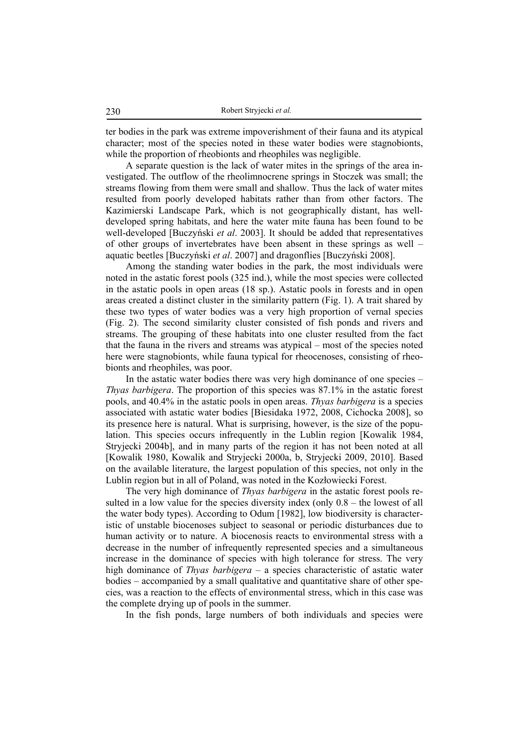ter bodies in the park was extreme impoverishment of their fauna and its atypical character; most of the species noted in these water bodies were stagnobionts, while the proportion of rheobionts and rheophiles was negligible.

A separate question is the lack of water mites in the springs of the area investigated. The outflow of the rheolimnocrene springs in Stoczek was small; the streams flowing from them were small and shallow. Thus the lack of water mites resulted from poorly developed habitats rather than from other factors. The Kazimierski Landscape Park, which is not geographically distant, has well-developed spring habitats, and here the water mite fauna has been found to be well-developed [Buczyński *et al*. 2003]. It should be added that representatives of other groups of invertebrates have been absent in these springs as well – aquatic beetles [Buczyński *et al*. 2007] and dragonflies [Buczyński 2008].

Among the standing water bodies in the park, the most individuals were noted in the astatic forest pools (325 ind.), while the most species were collected in the astatic pools in open areas (18 sp.). Astatic pools in forests and in open areas created a distinct cluster in the similarity pattern (Fig. 1). A trait shared by these two types of water bodies was a very high proportion of vernal species (Fig. 2). The second similarity cluster consisted of fish ponds and rivers and streams. The grouping of these habitats into one cluster resulted from the fact that the fauna in the rivers and streams was atypical – most of the species noted here were stagnobionts, while fauna typical for rheocenoses, consisting of rheobionts and rheophiles, was poor.

In the astatic water bodies there was very high dominance of one species – *Thyas barbigera*. The proportion of this species was 87.1% in the astatic forest pools, and 40.4% in the astatic pools in open areas. *Thyas barbigera* is a species associated with astatic water bodies [Biesidaka 1972, 2008, Cichocka 2008], so its presence here is natural. What is surprising, however, is the size of the population. This species occurs infrequently in the Lublin region [Kowalik 1984, Stryjecki 2004b], and in many parts of the region it has not been noted at all [Kowalik 1980, Kowalik and Stryjecki 2000a, b, Stryjecki 2009, 2010]. Based on the available literature, the largest population of this species, not only in the Lublin region but in all of Poland, was noted in the Kozłowiecki Forest.

The very high dominance of *Thyas barbigera* in the astatic forest pools resulted in a low value for the species diversity index (only 0.8 – the lowest of all the water body types). According to Odum [1982], low biodiversity is characteristic of unstable biocenoses subject to seasonal or periodic disturbances due to human activity or to nature. A biocenosis reacts to environmental stress with a decrease in the number of infrequently represented species and a simultaneous increase in the dominance of species with high tolerance for stress. The very high dominance of *Thyas barbigera* – a species characteristic of astatic water bodies – accompanied by a small qualitative and quantitative share of other species, was a reaction to the effects of environmental stress, which in this case was the complete drying up of pools in the summer.

In the fish ponds, large numbers of both individuals and species were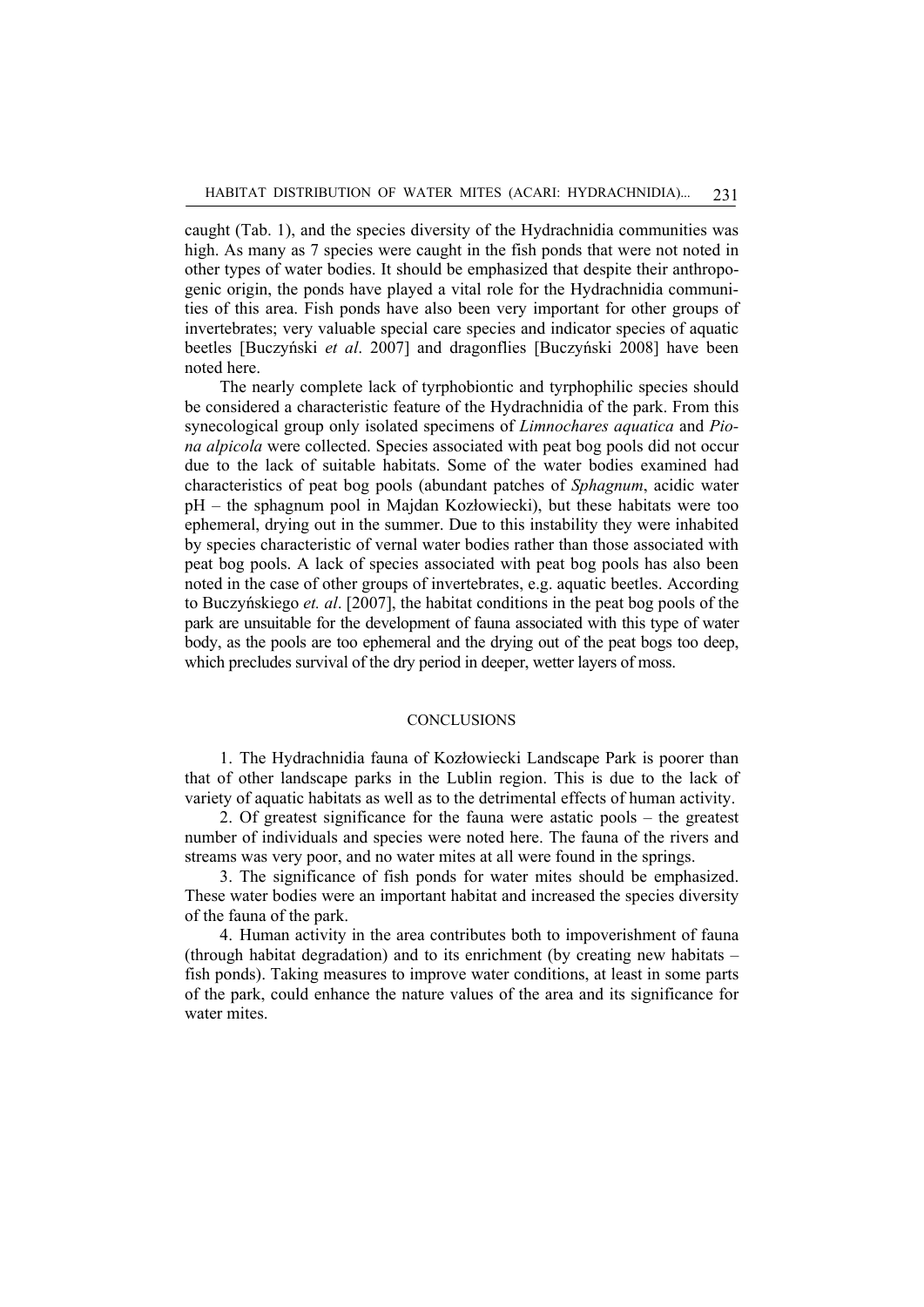caught (Tab. 1), and the species diversity of the Hydrachnidia communities was high. As many as 7 species were caught in the fish ponds that were not noted in other types of water bodies. It should be emphasized that despite their anthropogenic origin, the ponds have played a vital role for the Hydrachnidia communities of this area. Fish ponds have also been very important for other groups of invertebrates; very valuable special care species and indicator species of aquatic beetles [Buczyński *et al*. 2007] and dragonflies [Buczyński 2008] have been noted here.

The nearly complete lack of tyrphobiontic and tyrphophilic species should be considered a characteristic feature of the Hydrachnidia of the park. From this synecological group only isolated specimens of *Limnochares aquatica* and *Piona alpicola* were collected. Species associated with peat bog pools did not occur due to the lack of suitable habitats. Some of the water bodies examined had characteristics of peat bog pools (abundant patches of *Sphagnum*, acidic water pH – the sphagnum pool in Majdan Kozłowiecki), but these habitats were too ephemeral, drying out in the summer. Due to this instability they were inhabited by species characteristic of vernal water bodies rather than those associated with peat bog pools. A lack of species associated with peat bog pools has also been noted in the case of other groups of invertebrates, e.g. aquatic beetles. According to Buczyńskiego *et. al*. [2007], the habitat conditions in the peat bog pools of the park are unsuitable for the development of fauna associated with this type of water body, as the pools are too ephemeral and the drying out of the peat bogs too deep, which precludes survival of the dry period in deeper, wetter layers of moss.

## CONCLUSIONS

1. The Hydrachnidia fauna of Kozłowiecki Landscape Park is poorer than that of other landscape parks in the Lublin region. This is due to the lack of variety of aquatic habitats as well as to the detrimental effects of human activity.

2. Of greatest significance for the fauna were astatic pools – the greatest number of individuals and species were noted here. The fauna of the rivers and streams was very poor, and no water mites at all were found in the springs.

3. The significance of fish ponds for water mites should be emphasized. These water bodies were an important habitat and increased the species diversity of the fauna of the park.

4. Human activity in the area contributes both to impoverishment of fauna (through habitat degradation) and to its enrichment (by creating new habitats – fish ponds). Taking measures to improve water conditions, at least in some parts of the park, could enhance the nature values of the area and its significance for water mites.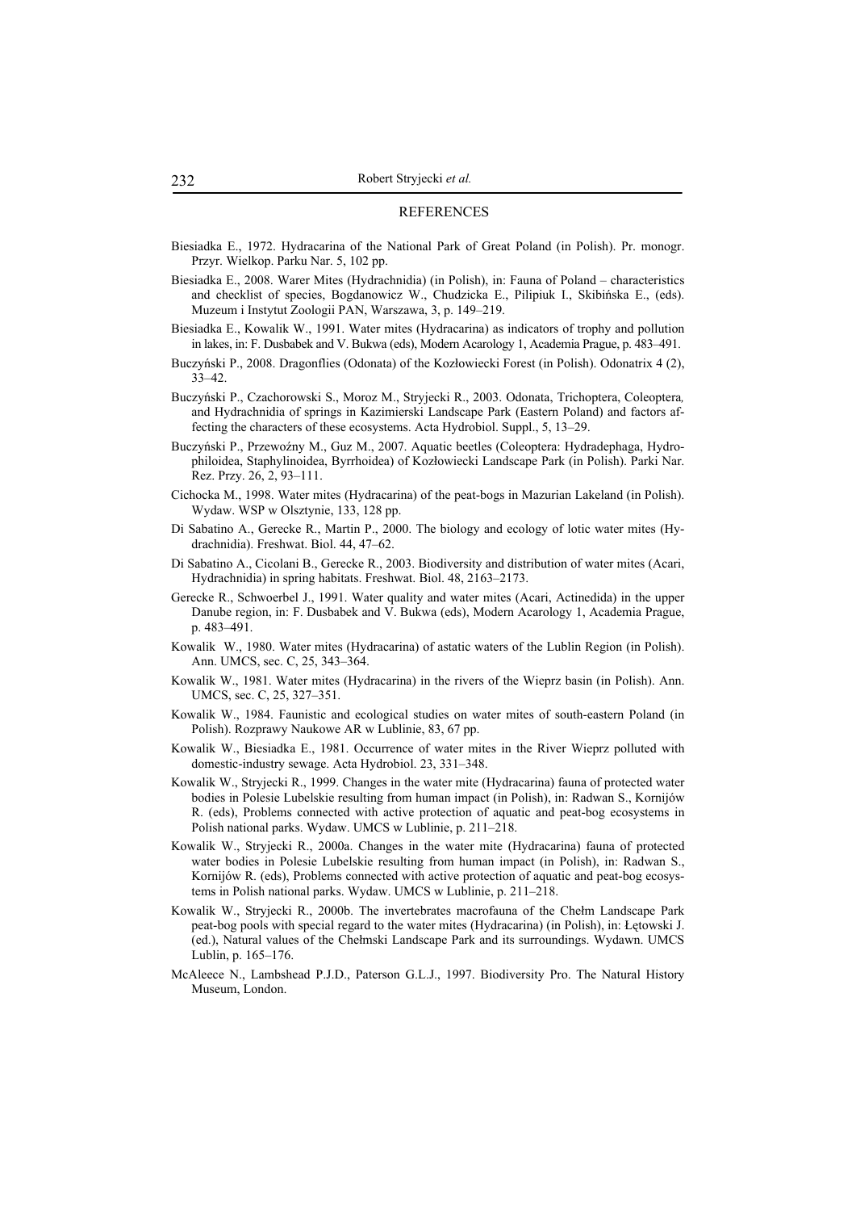## REFERENCES

Biesiadka E., 1972. Hydracarina of the National Park of Great Poland (in Polish). Pr. monogr. Przyr. Wielkop. Parku Nar. 5, 102 pp.

Biesiadka E., 2008. Warer Mites (Hydrachnidia) (in Polish), in: Fauna of Poland – characteristics and checklist of species, Bogdanowicz W., Chudzicka E., Pilipiuk I., Skibińska E., (eds). Muzeum i Instytut Zoologii PAN, Warszawa, 3, p. 149–219.

Biesiadka E., Kowalik W., 1991. Water mites (Hydracarina) as indicators of trophy and pollution in lakes, in: F. Dusbabek and V. Bukwa (eds), Modern Acarology 1, Academia Prague, p. 483–491.

Buczyński P., 2008. Dragonflies (Odonata) of the Kozłowiecki Forest (in Polish). Odonatrix 4 (2), 33–42.

Buczyński P., Czachorowski S., Moroz M., Stryjecki R., 2003. Odonata, Trichoptera, Coleoptera, and Hydrachnidia of springs in Kazimierski Landscape Park (Eastern Poland) and factors affecting the characters of these ecosystems. Acta Hydrobiol. Suppl., 5, 13–29.

Buczyński P., Przewoźny M., Guz M., 2007. Aquatic beetles (Coleoptera: Hydradephaga, Hydrophiloidea, Staphylinoidea, Byrrhoidea) of Kozłowiecki Landscape Park (in Polish). Parki Nar. Rez. Przy. 26, 2, 93–111.

Cichocka M., 1998. Water mites (Hydracarina) of the peat-bogs in Mazurian Lakeland (in Polish). Wydaw. WSP w Olsztynie, 133, 128 pp.

Di Sabatino A., Gerecke R., Martin P., 2000. The biology and ecology of lotic water mites (Hydrachnidia). Freshwat. Biol. 44, 47–62.

Di Sabatino A., Cicolani B., Gerecke R., 2003. Biodiversity and distribution of water mites (Acari, Hydrachnidia) in spring habitats. Freshwat. Biol. 48, 2163–2173.

Gerecke R., Schwoerbel J., 1991. Water quality and water mites (Acari, Actinedida) in the upper Danube region, in: F. Dusbabek and V. Bukwa (eds), Modern Acarology 1, Academia Prague, p. 483–491.

Kowalik W., 1980. Water mites (Hydracarina) of astatic waters of the Lublin Region (in Polish). Ann. UMCS, sec. C, 25, 343–364.

Kowalik W., 1981. Water mites (Hydracarina) in the rivers of the Wieprz basin (in Polish). Ann. UMCS, sec. C, 25, 327–351.

Kowalik W., 1984. Faunistic and ecological studies on water mites of south-eastern Poland (in Polish). Rozprawy Naukowe AR w Lublinie, 83, 67 pp.

Kowalik W., Biesiadka E., 1981. Occurrence of water mites in the River Wieprz polluted with domestic-industry sewage. Acta Hydrobiol. 23, 331–348.

Kowalik W., Stryjecki R., 1999. Changes in the water mite (Hydracarina) fauna of protected water bodies in Polesie Lubelskie resulting from human impact (in Polish), in: Radwan S., Kornijów R. (eds), Problems connected with active protection of aquatic and peat-bog ecosystems in Polish national parks. Wydaw. UMCS w Lublinie, p. 211–218.

Kowalik W., Stryjecki R., 2000a. Changes in the water mite (Hydracarina) fauna of protected water bodies in Polesie Lubelskie resulting from human impact (in Polish), in: Radwan S., Kornijów R. (eds), Problems connected with active protection of aquatic and peat-bog ecosystems in Polish national parks. Wydaw. UMCS w Lublinie, p. 211–218.

Kowalik W., Stryjecki R., 2000b. The invertebrates macrofauna of the Chełm Landscape Park peat-bog pools with special regard to the water mites (Hydracarina) (in Polish), in: Łętowski J. (ed.), Natural values of the Chełmski Landscape Park and its surroundings. Wydawn. UMCS Lublin, p. 165–176.

McAleece N., Lambshead P.J.D., Paterson G.L.J., 1997. Biodiversity Pro. The Natural History Museum, London.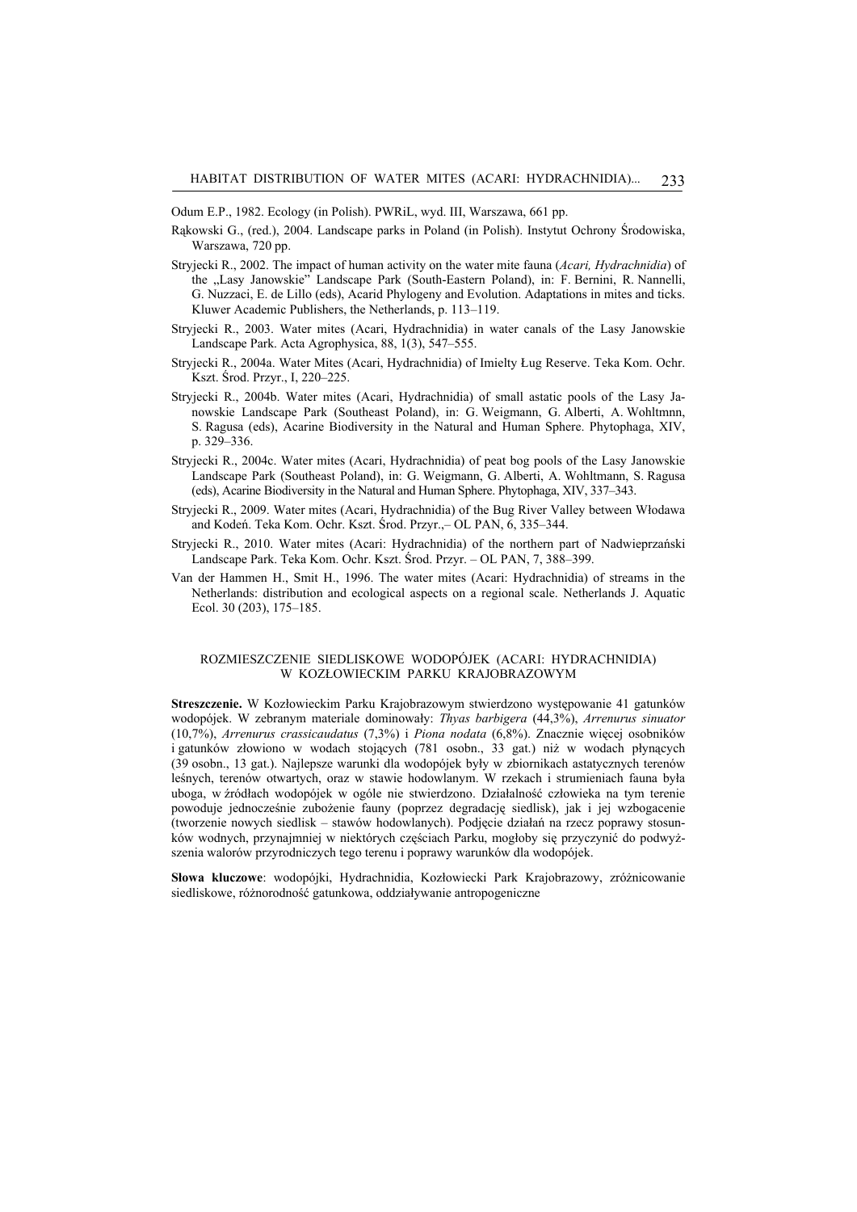Odum E.P., 1982. Ecology (in Polish). PWRiL, wyd. III, Warszawa, 661 pp.

Rąkowski G., (red.), 2004. Landscape parks in Poland (in Polish). Instytut Ochrony Środowiska, Warszawa, 720 pp.

Stryjecki R., 2002. The impact of human activity on the water mite fauna (*Acari, Hydrachnidia*) of the „Lasy Janowskie" Landscape Park (South-Eastern Poland), in: F. Bernini, R. Nannelli, G. Nuzzaci, E. de Lillo (eds), Acarid Phylogeny and Evolution. Adaptations in mites and ticks. Kluwer Academic Publishers, the Netherlands, p. 113–119.

Stryjecki R., 2003. Water mites (Acari, Hydrachnidia) in water canals of the Lasy Janowskie Landscape Park. Acta Agrophysica, 88, 1(3), 547–555.

Stryjecki R., 2004a. Water Mites (Acari, Hydrachnidia) of Imielty Ług Reserve. Teka Kom. Ochr. Kszt. Środ. Przyr., I, 220–225.

Stryjecki R., 2004b. Water mites (Acari, Hydrachnidia) of small astatic pools of the Lasy Janowskie Landscape Park (Southeast Poland), in: G. Weigmann, G. Alberti, A. Wohltmnn, S. Ragusa (eds), Acarine Biodiversity in the Natural and Human Sphere. Phytophaga, XIV, p. 329–336.

Stryjecki R., 2004c. Water mites (Acari, Hydrachnidia) of peat bog pools of the Lasy Janowskie Landscape Park (Southeast Poland), in: G. Weigmann, G. Alberti, A. Wohltmann, S. Ragusa (eds), Acarine Biodiversity in the Natural and Human Sphere. Phytophaga, XIV, 337–343.

Stryjecki R., 2009. Water mites (Acari, Hydrachnidia) of the Bug River Valley between Włodawa and Kodeń. Teka Kom. Ochr. Kszt. Środ. Przyr.,– OL PAN, 6, 335–344.

Stryjecki R., 2010. Water mites (Acari: Hydrachnidia) of the northern part of Nadwieprzański Landscape Park. Teka Kom. Ochr. Kszt. Środ. Przyr. – OL PAN, 7, 388–399.

Van der Hammen H., Smit H., 1996. The water mites (Acari: Hydrachnidia) of streams in the Netherlands: distribution and ecological aspects on a regional scale. Netherlands J. Aquatic Ecol. 30 (203), 175–185.

## ROZMIESZCZENIE SIEDLISKOWE WODOPÓJEK (ACARI: HYDRACHNIDIA) W KOZŁOWIECKIM PARKU KRAJOBRAZOWYM

**Streszczenie.** W Kozłowieckim Parku Krajobrazowym stwierdzono występowanie 41 gatunków wodopójek. W zebranym materiale dominowały: *Thyas barbigera* (44,3%), *Arrenurus sinuator* (10,7%), *Arrenurus crassicaudatus* (7,3%) i *Piona nodata* (6,8%). Znacznie więcej osobników i gatunków złowiono w wodach stojących (781 osobn., 33 gat.) niż w wodach płynących (39 osobn., 13 gat.). Najlepsze warunki dla wodopójek były w zbiornikach astatycznych terenów leśnych, terenów otwartych, oraz w stawie hodowlanym. W rzekach i strumieniach fauna była uboga, w źródłach wodopójek w ogóle nie stwierdzono. Działalność człowieka na tym terenie powoduje jednocześnie zubożenie fauny (poprzez degradację siedlisk), jak i jej wzbogacenie (tworzenie nowych siedlisk – stawów hodowlanych). Podjęcie działań na rzecz poprawy stosunków wodnych, przynajmniej w niektórych częściach Parku, mogłoby się przyczynić do podwyższenia walorów przyrodniczych tego terenu i poprawy warunków dla wodopójek.

**Słowa kluczowe**: wodopójki, Hydrachnidia, Kozłowiecki Park Krajobrazowy, zróżnicowanie siedliskowe, różnorodność gatunkowa, oddziaływanie antropogeniczne